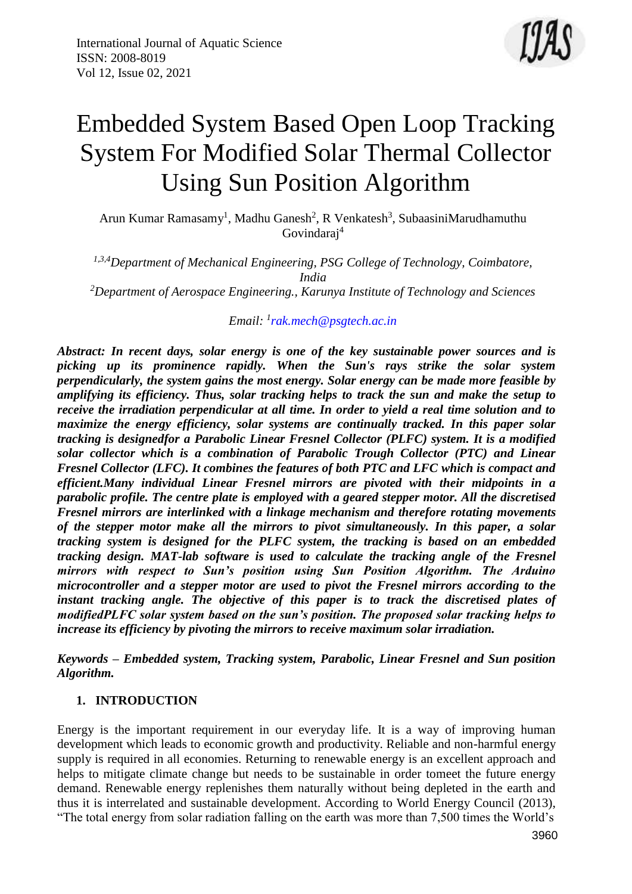# Embedded System Based Open Loop Tracking System For Modified Solar Thermal Collector Using Sun Position Algorithm

Arun Kumar Ramasamy[1], Madhu Ganesh[2], R Venkatesh[3], SubaasiniMarudhamuthu Govindaraj[4]

*[1,3,4]Department of Mechanical Engineering, PSG College of Technology, Coimbatore, India*
*[2]Department of Aerospace Engineering., Karunya Institute of Technology and Sciences*

*Email: [1]rak.mech@psgtech.ac.in*

***Abstract: In recent days, solar energy is one of the key sustainable power sources and is picking up its prominence rapidly. When the Sun's rays strike the solar system perpendicularly, the system gains the most energy. Solar energy can be made more feasible by amplifying its efficiency. Thus, solar tracking helps to track the sun and make the setup to receive the irradiation perpendicular at all time. In order to yield a real time solution and to maximize the energy efficiency, solar systems are continually tracked. In this paper solar tracking is designedfor a Parabolic Linear Fresnel Collector (PLFC) system. It is a modified solar collector which is a combination of Parabolic Trough Collector (PTC) and Linear Fresnel Collector (LFC). It combines the features of both PTC and LFC which is compact and efficient.Many individual Linear Fresnel mirrors are pivoted with their midpoints in a parabolic profile. The centre plate is employed with a geared stepper motor. All the discretised Fresnel mirrors are interlinked with a linkage mechanism and therefore rotating movements of the stepper motor make all the mirrors to pivot simultaneously. In this paper, a solar tracking system is designed for the PLFC system, the tracking is based on an embedded tracking design. MAT-lab software is used to calculate the tracking angle of the Fresnel mirrors with respect to Sun's position using Sun Position Algorithm. The Arduino microcontroller and a stepper motor are used to pivot the Fresnel mirrors according to the instant tracking angle. The objective of this paper is to track the discretised plates of modifiedPLFC solar system based on the sun's position. The proposed solar tracking helps to increase its efficiency by pivoting the mirrors to receive maximum solar irradiation.***

***Keywords – Embedded system, Tracking system, Parabolic, Linear Fresnel and Sun position Algorithm.***

## 1. INTRODUCTION

Energy is the important requirement in our everyday life. It is a way of improving human development which leads to economic growth and productivity. Reliable and non-harmful energy supply is required in all economies. Returning to renewable energy is an excellent approach and helps to mitigate climate change but needs to be sustainable in order tomeet the future energy demand. Renewable energy replenishes them naturally without being depleted in the earth and thus it is interrelated and sustainable development. According to World Energy Council (2013), "The total energy from solar radiation falling on the earth was more than 7,500 times the World's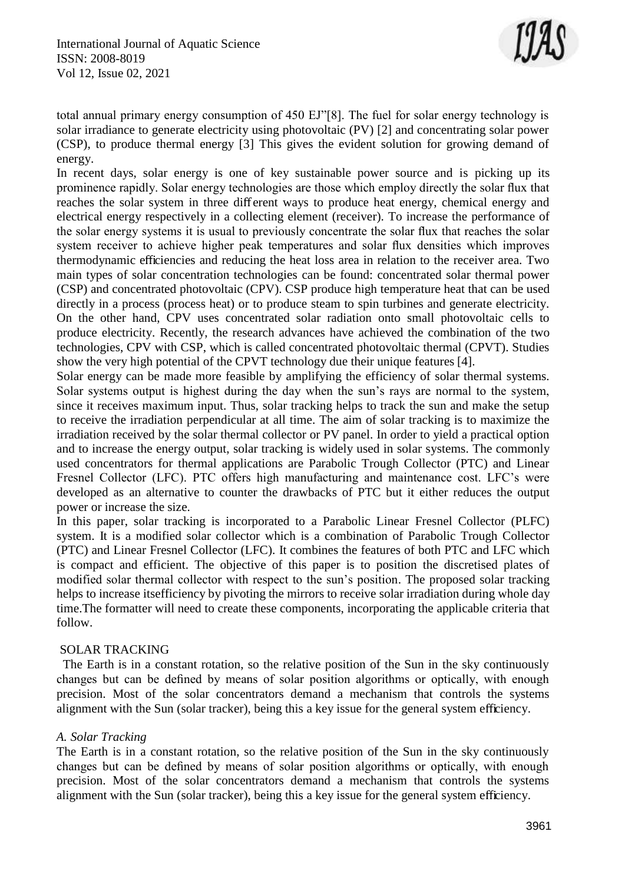total annual primary energy consumption of 450 EJ"[8]. The fuel for solar energy technology is solar irradiance to generate electricity using photovoltaic (PV) [2] and concentrating solar power (CSP), to produce thermal energy [3] This gives the evident solution for growing demand of energy.

In recent days, solar energy is one of key sustainable power source and is picking up its prominence rapidly. Solar energy technologies are those which employ directly the solar flux that reaches the solar system in three different ways to produce heat energy, chemical energy and electrical energy respectively in a collecting element (receiver). To increase the performance of the solar energy systems it is usual to previously concentrate the solar flux that reaches the solar system receiver to achieve higher peak temperatures and solar flux densities which improves thermodynamic efficiencies and reducing the heat loss area in relation to the receiver area. Two main types of solar concentration technologies can be found: concentrated solar thermal power (CSP) and concentrated photovoltaic (CPV). CSP produce high temperature heat that can be used directly in a process (process heat) or to produce steam to spin turbines and generate electricity. On the other hand, CPV uses concentrated solar radiation onto small photovoltaic cells to produce electricity. Recently, the research advances have achieved the combination of the two technologies, CPV with CSP, which is called concentrated photovoltaic thermal (CPVT). Studies show the very high potential of the CPVT technology due their unique features [4].

Solar energy can be made more feasible by amplifying the efficiency of solar thermal systems. Solar systems output is highest during the day when the sun's rays are normal to the system, since it receives maximum input. Thus, solar tracking helps to track the sun and make the setup to receive the irradiation perpendicular at all time. The aim of solar tracking is to maximize the irradiation received by the solar thermal collector or PV panel. In order to yield a practical option and to increase the energy output, solar tracking is widely used in solar systems. The commonly used concentrators for thermal applications are Parabolic Trough Collector (PTC) and Linear Fresnel Collector (LFC). PTC offers high manufacturing and maintenance cost. LFC's were developed as an alternative to counter the drawbacks of PTC but it either reduces the output power or increase the size.

In this paper, solar tracking is incorporated to a Parabolic Linear Fresnel Collector (PLFC) system. It is a modified solar collector which is a combination of Parabolic Trough Collector (PTC) and Linear Fresnel Collector (LFC). It combines the features of both PTC and LFC which is compact and efficient. The objective of this paper is to position the discretised plates of modified solar thermal collector with respect to the sun's position. The proposed solar tracking helps to increase itsefficiency by pivoting the mirrors to receive solar irradiation during whole day time.The formatter will need to create these components, incorporating the applicable criteria that follow.

## SOLAR TRACKING

The Earth is in a constant rotation, so the relative position of the Sun in the sky continuously changes but can be defined by means of solar position algorithms or optically, with enough precision. Most of the solar concentrators demand a mechanism that controls the systems alignment with the Sun (solar tracker), being this a key issue for the general system efficiency.

### *A. Solar Tracking*

The Earth is in a constant rotation, so the relative position of the Sun in the sky continuously changes but can be defined by means of solar position algorithms or optically, with enough precision. Most of the solar concentrators demand a mechanism that controls the systems alignment with the Sun (solar tracker), being this a key issue for the general system efficiency.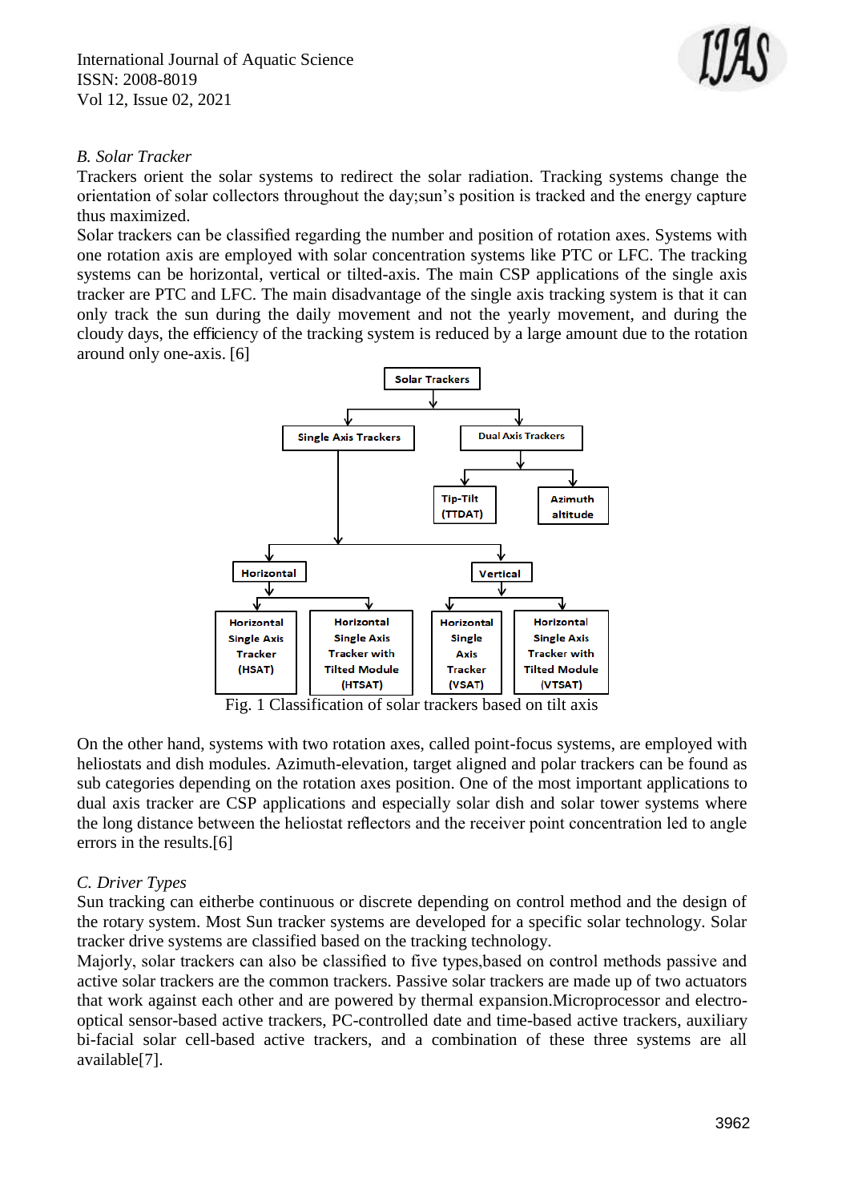*B. Solar Tracker*

Trackers orient the solar systems to redirect the solar radiation. Tracking systems change the orientation of solar collectors throughout the day;sun's position is tracked and the energy capture thus maximized.

Solar trackers can be classified regarding the number and position of rotation axes. Systems with one rotation axis are employed with solar concentration systems like PTC or LFC. The tracking systems can be horizontal, vertical or tilted-axis. The main CSP applications of the single axis tracker are PTC and LFC. The main disadvantage of the single axis tracking system is that it can only track the sun during the daily movement and not the yearly movement, and during the cloudy days, the efficiency of the tracking system is reduced by a large amount due to the rotation around only one-axis. [6]

Solar Trackers
Single Axis Trackers
Dual Axis Trackers
Tip-Tilt (TTDAT)
Azimuth altitude
Horizontal
Vertical
Horizontal Single Axis Tracker (HSAT)
Horizontal Single Axis Tracker with Tilted Module (HTSAT)
Horizontal Single Axis Tracker (VSAT)
Horizontal Single Axis Tracker with Tilted Module (VTSAT)

Fig. 1 Classification of solar trackers based on tilt axis

On the other hand, systems with two rotation axes, called point-focus systems, are employed with heliostats and dish modules. Azimuth-elevation, target aligned and polar trackers can be found as sub categories depending on the rotation axes position. One of the most important applications to dual axis tracker are CSP applications and especially solar dish and solar tower systems where the long distance between the heliostat reflectors and the receiver point concentration led to angle errors in the results.[6]

*C. Driver Types*

Sun tracking can eitherbe continuous or discrete depending on control method and the design of the rotary system. Most Sun tracker systems are developed for a specific solar technology. Solar tracker drive systems are classified based on the tracking technology.

Majorly, solar trackers can also be classified to five types,based on control methods passive and active solar trackers are the common trackers. Passive solar trackers are made up of two actuators that work against each other and are powered by thermal expansion.Microprocessor and electro-optical sensor-based active trackers, PC-controlled date and time-based active trackers, auxiliary bi-facial solar cell-based active trackers, and a combination of these three systems are all available[7].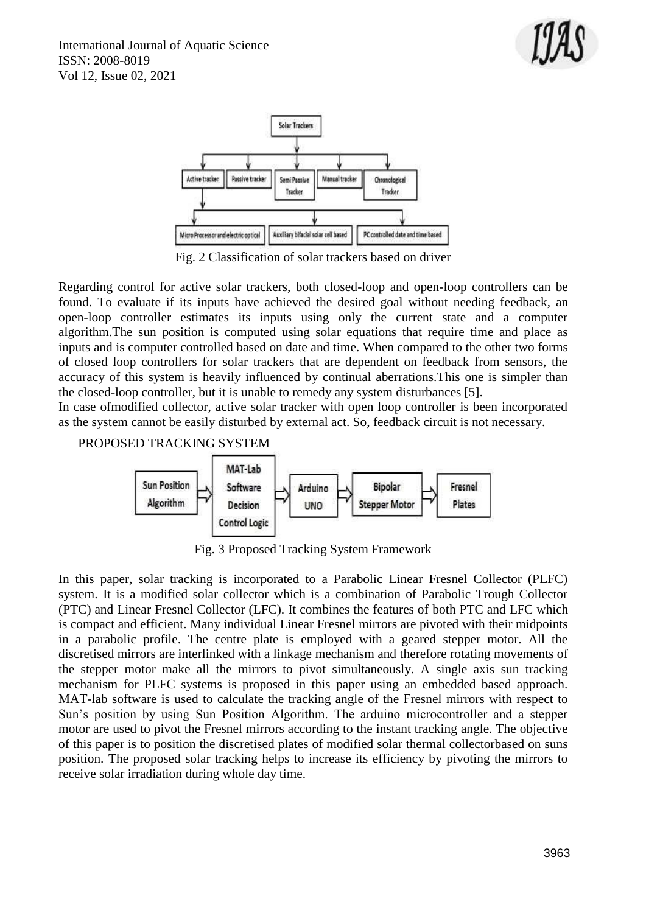Solar Trackers

Active tracker

Passive tracker

Semi Passive Tracker

Manual tracker

Chronological Tracker

Micro Processor and electric optical

Auxiliary bifacial solar cell based

PC controlled date and time based

Fig. 2 Classification of solar trackers based on driver

Regarding control for active solar trackers, both closed-loop and open-loop controllers can be found. To evaluate if its inputs have achieved the desired goal without needing feedback, an open-loop controller estimates its inputs using only the current state and a computer algorithm.The sun position is computed using solar equations that require time and place as inputs and is computer controlled based on date and time. When compared to the other two forms of closed loop controllers for solar trackers that are dependent on feedback from sensors, the accuracy of this system is heavily influenced by continual aberrations.This one is simpler than the closed-loop controller, but it is unable to remedy any system disturbances [5].

In case ofmodified collector, active solar tracker with open loop controller is been incorporated as the system cannot be easily disturbed by external act. So, feedback circuit is not necessary.

## PROPOSED TRACKING SYSTEM

Sun Position Algorithm

MAT-Lab Software Decision Control Logic

Arduino UNO

Bipolar Stepper Motor

Fresnel Plates

Fig. 3 Proposed Tracking System Framework

In this paper, solar tracking is incorporated to a Parabolic Linear Fresnel Collector (PLFC) system. It is a modified solar collector which is a combination of Parabolic Trough Collector (PTC) and Linear Fresnel Collector (LFC). It combines the features of both PTC and LFC which is compact and efficient. Many individual Linear Fresnel mirrors are pivoted with their midpoints in a parabolic profile. The centre plate is employed with a geared stepper motor. All the discretised mirrors are interlinked with a linkage mechanism and therefore rotating movements of the stepper motor make all the mirrors to pivot simultaneously. A single axis sun tracking mechanism for PLFC systems is proposed in this paper using an embedded based approach. MAT-lab software is used to calculate the tracking angle of the Fresnel mirrors with respect to Sun's position by using Sun Position Algorithm. The arduino microcontroller and a stepper motor are used to pivot the Fresnel mirrors according to the instant tracking angle. The objective of this paper is to position the discretised plates of modified solar thermal collectorbased on suns position. The proposed solar tracking helps to increase its efficiency by pivoting the mirrors to receive solar irradiation during whole day time.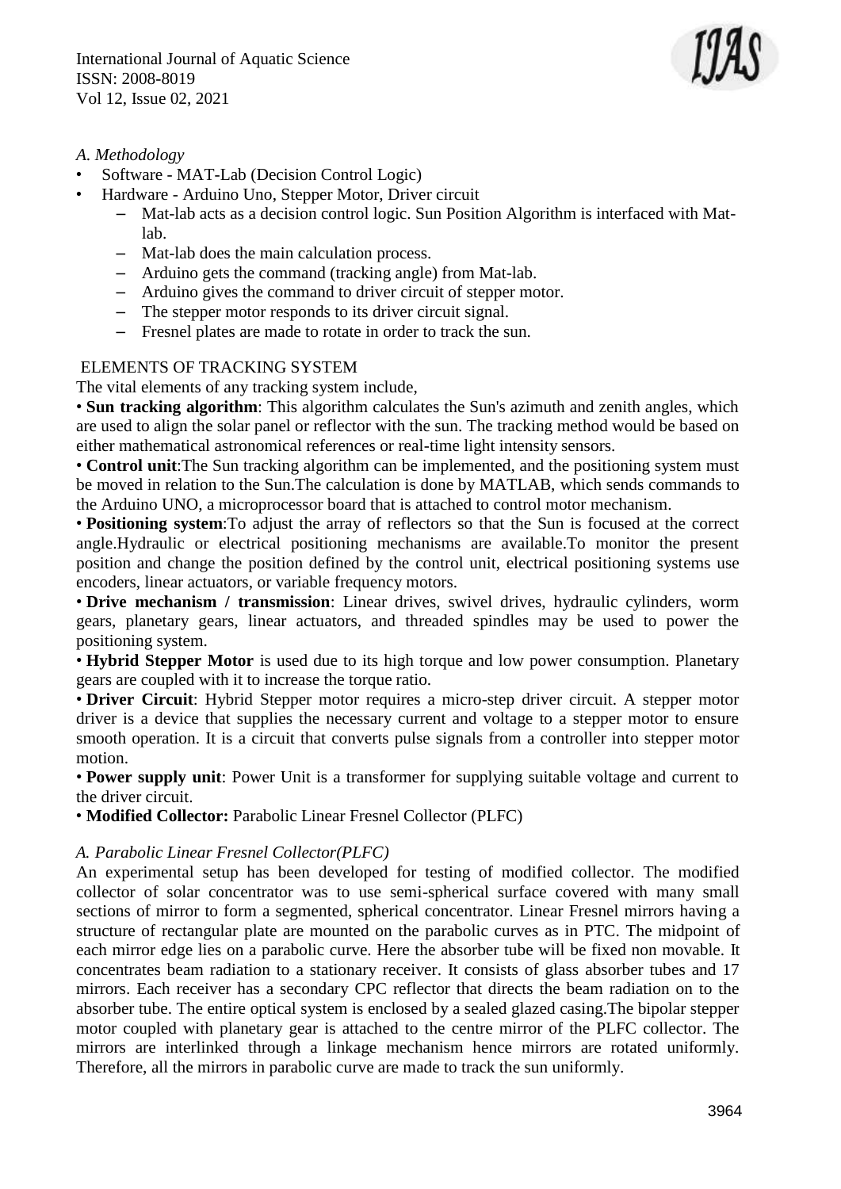### *A. Methodology*

- Software - MAT-Lab (Decision Control Logic)
- Hardware - Arduino Uno, Stepper Motor, Driver circuit
  - Mat-lab acts as a decision control logic. Sun Position Algorithm is interfaced with Mat-lab.
  - Mat-lab does the main calculation process.
  - Arduino gets the command (tracking angle) from Mat-lab.
  - Arduino gives the command to driver circuit of stepper motor.
  - The stepper motor responds to its driver circuit signal.
  - Fresnel plates are made to rotate in order to track the sun.

## ELEMENTS OF TRACKING SYSTEM

The vital elements of any tracking system include,

- **Sun tracking algorithm**: This algorithm calculates the Sun's azimuth and zenith angles, which are used to align the solar panel or reflector with the sun. The tracking method would be based on either mathematical astronomical references or real-time light intensity sensors.
- **Control unit**:The Sun tracking algorithm can be implemented, and the positioning system must be moved in relation to the Sun.The calculation is done by MATLAB, which sends commands to the Arduino UNO, a microprocessor board that is attached to control motor mechanism.
- **Positioning system**:To adjust the array of reflectors so that the Sun is focused at the correct angle.Hydraulic or electrical positioning mechanisms are available.To monitor the present position and change the position defined by the control unit, electrical positioning systems use encoders, linear actuators, or variable frequency motors.
- **Drive mechanism / transmission**: Linear drives, swivel drives, hydraulic cylinders, worm gears, planetary gears, linear actuators, and threaded spindles may be used to power the positioning system.
- **Hybrid Stepper Motor** is used due to its high torque and low power consumption. Planetary gears are coupled with it to increase the torque ratio.
- **Driver Circuit**: Hybrid Stepper motor requires a micro-step driver circuit. A stepper motor driver is a device that supplies the necessary current and voltage to a stepper motor to ensure smooth operation. It is a circuit that converts pulse signals from a controller into stepper motor motion.
- **Power supply unit**: Power Unit is a transformer for supplying suitable voltage and current to the driver circuit.
- **Modified Collector:** Parabolic Linear Fresnel Collector (PLFC)

### *A. Parabolic Linear Fresnel Collector(PLFC)*

An experimental setup has been developed for testing of modified collector. The modified collector of solar concentrator was to use semi-spherical surface covered with many small sections of mirror to form a segmented, spherical concentrator. Linear Fresnel mirrors having a structure of rectangular plate are mounted on the parabolic curves as in PTC. The midpoint of each mirror edge lies on a parabolic curve. Here the absorber tube will be fixed non movable. It concentrates beam radiation to a stationary receiver. It consists of glass absorber tubes and 17 mirrors. Each receiver has a secondary CPC reflector that directs the beam radiation on to the absorber tube. The entire optical system is enclosed by a sealed glazed casing.The bipolar stepper motor coupled with planetary gear is attached to the centre mirror of the PLFC collector. The mirrors are interlinked through a linkage mechanism hence mirrors are rotated uniformly. Therefore, all the mirrors in parabolic curve are made to track the sun uniformly.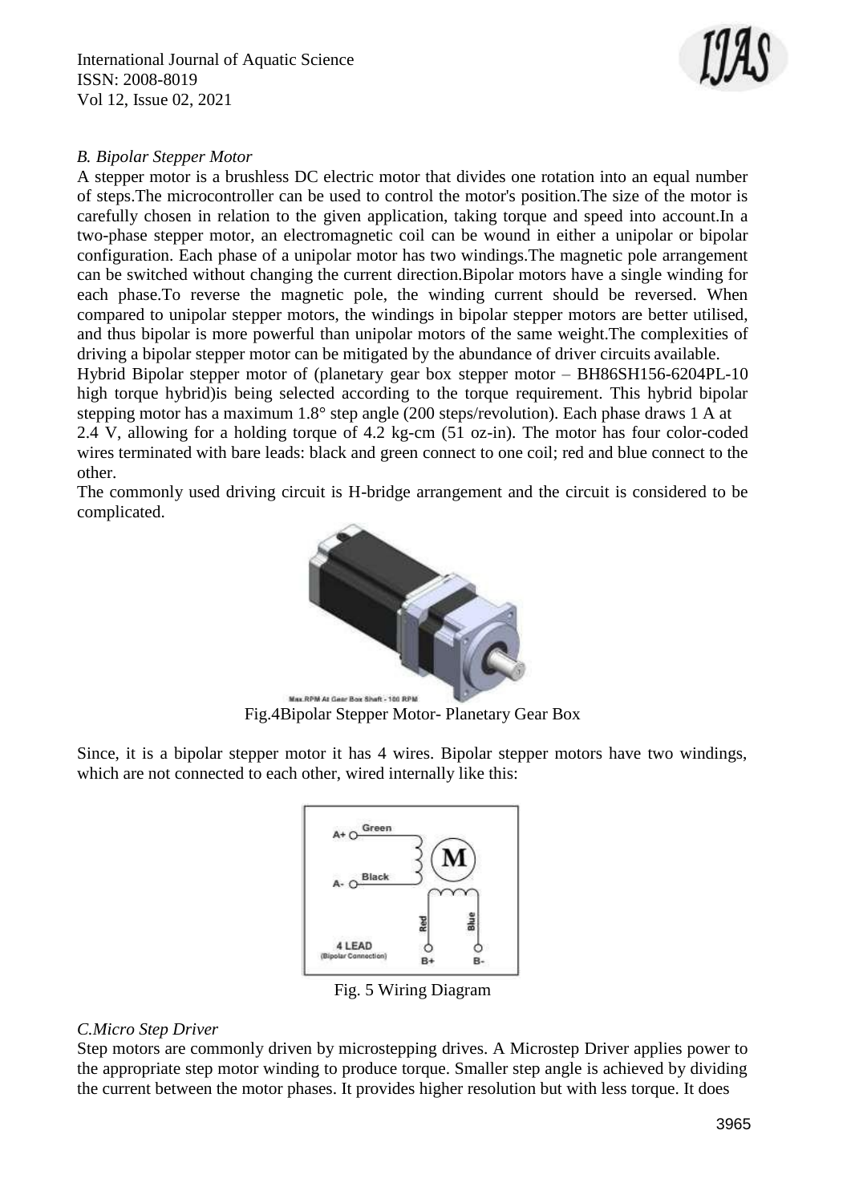*B. Bipolar Stepper Motor*

A stepper motor is a brushless DC electric motor that divides one rotation into an equal number of steps.The microcontroller can be used to control the motor's position.The size of the motor is carefully chosen in relation to the given application, taking torque and speed into account.In a two-phase stepper motor, an electromagnetic coil can be wound in either a unipolar or bipolar configuration. Each phase of a unipolar motor has two windings.The magnetic pole arrangement can be switched without changing the current direction.Bipolar motors have a single winding for each phase.To reverse the magnetic pole, the winding current should be reversed. When compared to unipolar stepper motors, the windings in bipolar stepper motors are better utilised, and thus bipolar is more powerful than unipolar motors of the same weight.The complexities of driving a bipolar stepper motor can be mitigated by the abundance of driver circuits available.

Hybrid Bipolar stepper motor of (planetary gear box stepper motor – BH86SH156-6204PL-10 high torque hybrid)is being selected according to the torque requirement. This hybrid bipolar stepping motor has a maximum 1.8° step angle (200 steps/revolution). Each phase draws 1 A at 2.4 V, allowing for a holding torque of 4.2 kg-cm (51 oz-in). The motor has four color-coded wires terminated with bare leads: black and green connect to one coil; red and blue connect to the other.

The commonly used driving circuit is H-bridge arrangement and the circuit is considered to be complicated.

Max.RPM At Gear Box Shaft - 100 RPM

Fig.4Bipolar Stepper Motor- Planetary Gear Box

Since, it is a bipolar stepper motor it has 4 wires. Bipolar stepper motors have two windings, which are not connected to each other, wired internally like this:

A+ Green
A- Black
M
Red
Blue
4 LEAD
(Bipolar Connection)
B+
B-

Fig. 5 Wiring Diagram

*C.Micro Step Driver*

Step motors are commonly driven by microstepping drives. A Microstep Driver applies power to the appropriate step motor winding to produce torque. Smaller step angle is achieved by dividing the current between the motor phases. It provides higher resolution but with less torque. It does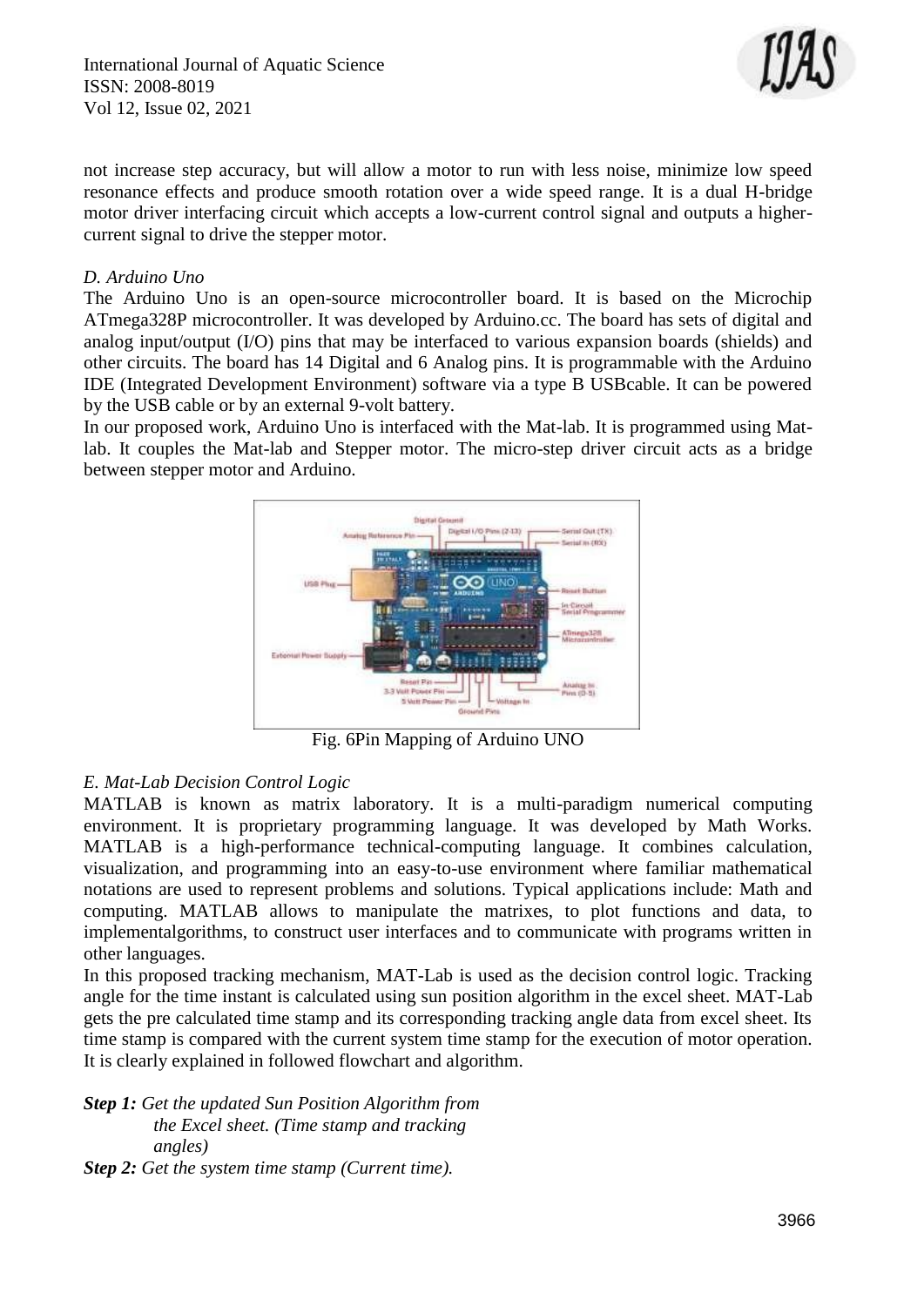not increase step accuracy, but will allow a motor to run with less noise, minimize low speed resonance effects and produce smooth rotation over a wide speed range. It is a dual H-bridge motor driver interfacing circuit which accepts a low-current control signal and outputs a higher-current signal to drive the stepper motor.

*D. Arduino Uno*

The Arduino Uno is an open-source microcontroller board. It is based on the Microchip ATmega328P microcontroller. It was developed by Arduino.cc. The board has sets of digital and analog input/output (I/O) pins that may be interfaced to various expansion boards (shields) and other circuits. The board has 14 Digital and 6 Analog pins. It is programmable with the Arduino IDE (Integrated Development Environment) software via a type B USBcable. It can be powered by the USB cable or by an external 9-volt battery.

In our proposed work, Arduino Uno is interfaced with the Mat-lab. It is programmed using Mat-lab. It couples the Mat-lab and Stepper motor. The micro-step driver circuit acts as a bridge between stepper motor and Arduino.

Digital Ground
Analog Reference Pin
Digital I/O Pins (2-13)
Serial Out (TX)
Serial In (RX)
USB Plug
Reset Button
In Circuit Serial Programmer
ATmega328 Microcontroller
External Power Supply
Reset Pin
3.3 Volt Power Pin
5 Volt Power Pin
Ground Pins
Voltage In
Analog In Pins (0-5)

Fig. 6Pin Mapping of Arduino UNO

*E. Mat-Lab Decision Control Logic*

MATLAB is known as matrix laboratory. It is a multi-paradigm numerical computing environment. It is proprietary programming language. It was developed by Math Works. MATLAB is a high-performance technical-computing language. It combines calculation, visualization, and programming into an easy-to-use environment where familiar mathematical notations are used to represent problems and solutions. Typical applications include: Math and computing. MATLAB allows to manipulate the matrixes, to plot functions and data, to implementalgorithms, to construct user interfaces and to communicate with programs written in other languages.

In this proposed tracking mechanism, MAT-Lab is used as the decision control logic. Tracking angle for the time instant is calculated using sun position algorithm in the excel sheet. MAT-Lab gets the pre calculated time stamp and its corresponding tracking angle data from excel sheet. Its time stamp is compared with the current system time stamp for the execution of motor operation. It is clearly explained in followed flowchart and algorithm.

***Step 1:*** *Get the updated Sun Position Algorithm from the Excel sheet. (Time stamp and tracking angles)*

***Step 2:*** *Get the system time stamp (Current time).*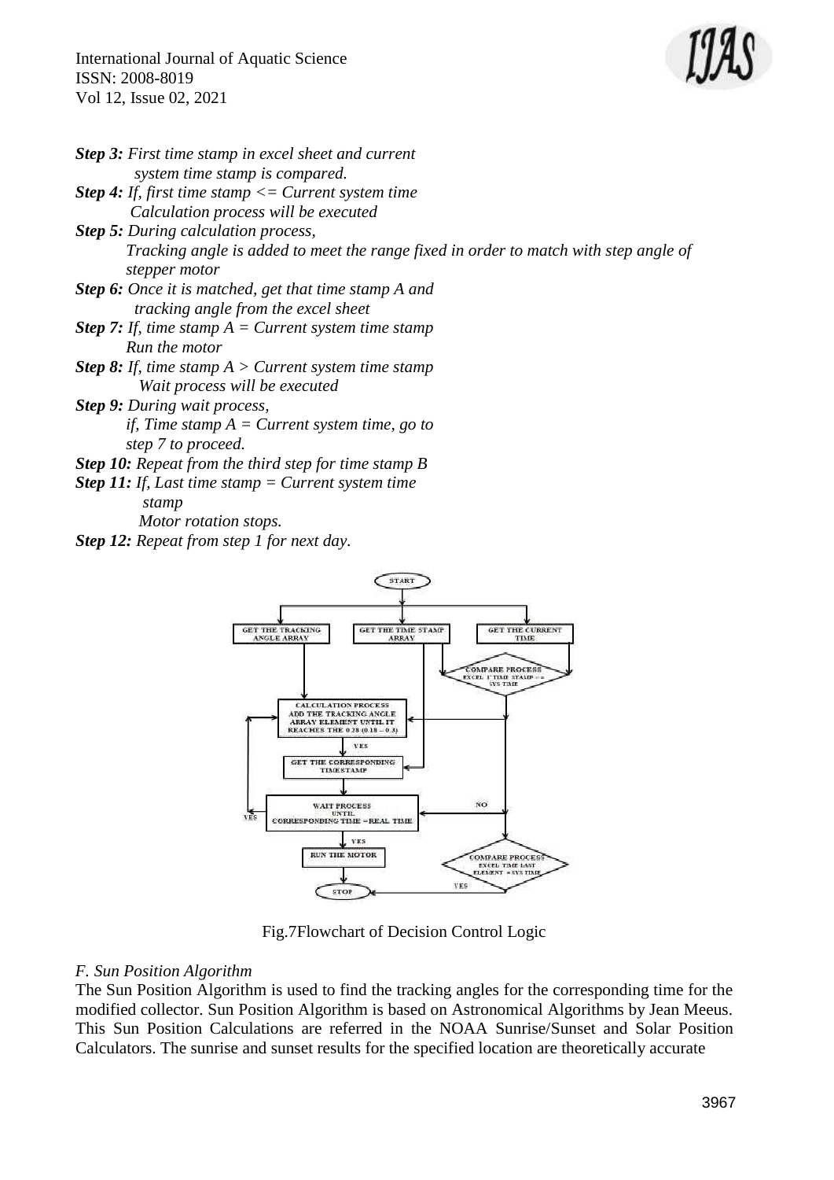***Step 3:*** *First time stamp in excel sheet and current system time stamp is compared.*

***Step 4:*** *If, first time stamp <= Current system time Calculation process will be executed*

***Step 5:*** *During calculation process, Tracking angle is added to meet the range fixed in order to match with step angle of stepper motor*

***Step 6:*** *Once it is matched, get that time stamp A and tracking angle from the excel sheet*

***Step 7:*** *If, time stamp A = Current system time stamp Run the motor*

***Step 8:*** *If, time stamp A > Current system time stamp Wait process will be executed*

***Step 9:*** *During wait process, if, Time stamp A = Current system time, go to step 7 to proceed.*

***Step 10:*** *Repeat from the third step for time stamp B*

***Step 11:*** *If, Last time stamp = Current system time stamp Motor rotation stops.*

***Step 12:*** *Repeat from step 1 for next day.*

START

GET THE TRACKING ANGLE ARRAY

GET THE TIME STAMP ARRAY

GET THE CURRENT TIME

COMPARE PROCESS EXCEL 1st TIME STAMP <= SYS TIME

CALCULATION PROCESS ADD THE TRACKING ANGLE ARRAY ELEMENT UNTIL IT REACHES THE 0.28 (0.18 – 0.3)

YES

GET THE CORRESPONDING TIMESTAMP

WAIT PROCESS UNTIL CORRESPONDING TIME = REAL TIME

NO

YES

YES

RUN THE MOTOR

COMPARE PROCESS EXCEL TIME LAST ELEMENT = SYS TIME

YES

STOP

Fig.7Flowchart of Decision Control Logic

*F. Sun Position Algorithm*

The Sun Position Algorithm is used to find the tracking angles for the corresponding time for the modified collector. Sun Position Algorithm is based on Astronomical Algorithms by Jean Meeus. This Sun Position Calculations are referred in the NOAA Sunrise/Sunset and Solar Position Calculators. The sunrise and sunset results for the specified location are theoretically accurate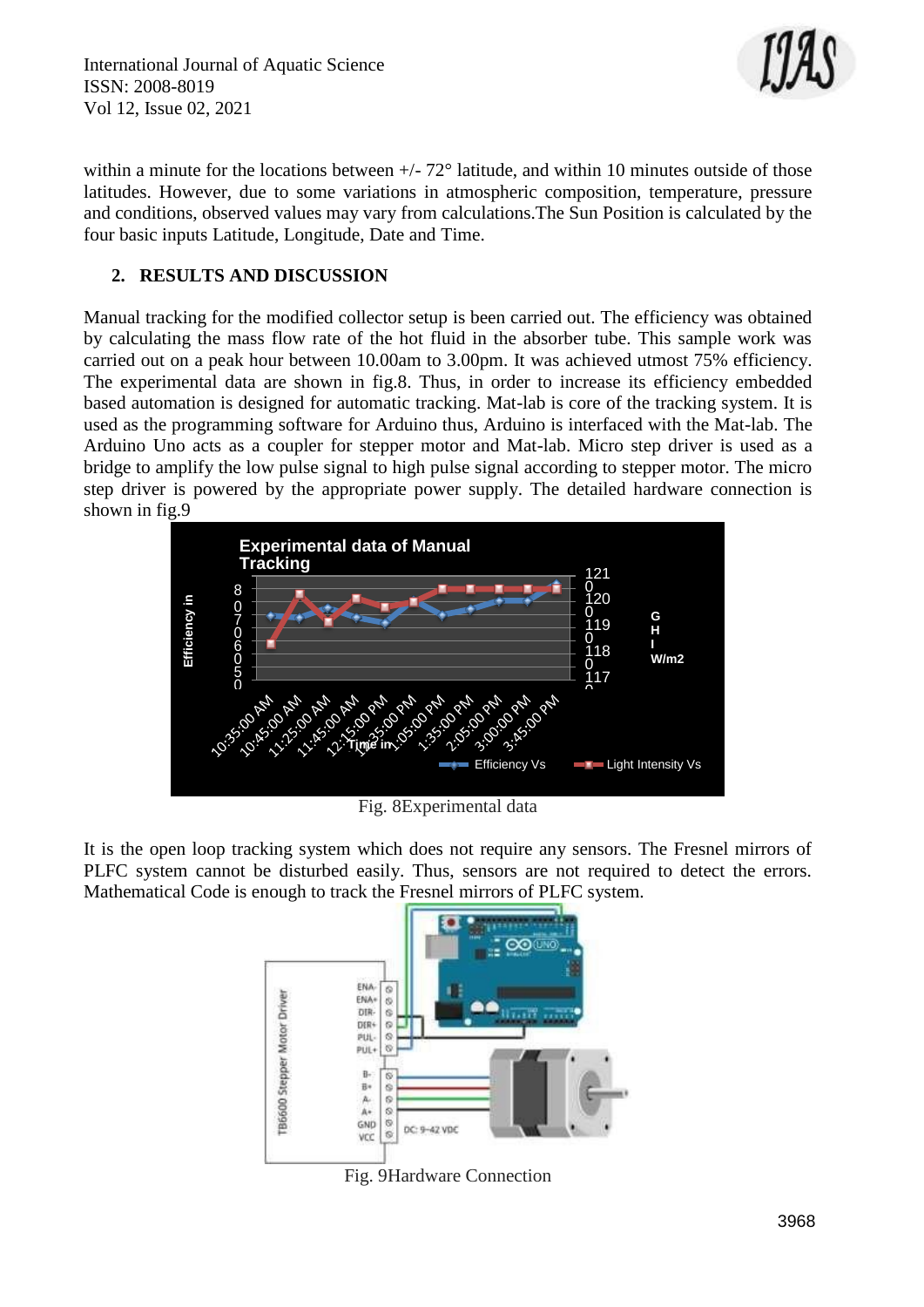within a minute for the locations between +/- 72° latitude, and within 10 minutes outside of those latitudes. However, due to some variations in atmospheric composition, temperature, pressure and conditions, observed values may vary from calculations.The Sun Position is calculated by the four basic inputs Latitude, Longitude, Date and Time.

## 2. RESULTS AND DISCUSSION

Manual tracking for the modified collector setup is been carried out. The efficiency was obtained by calculating the mass flow rate of the hot fluid in the absorber tube. This sample work was carried out on a peak hour between 10.00am to 3.00pm. It was achieved utmost 75% efficiency. The experimental data are shown in fig.8. Thus, in order to increase its efficiency embedded based automation is designed for automatic tracking. Mat-lab is core of the tracking system. It is used as the programming software for Arduino thus, Arduino is interfaced with the Mat-lab. The Arduino Uno acts as a coupler for stepper motor and Mat-lab. Micro step driver is used as a bridge to amplify the low pulse signal to high pulse signal according to stepper motor. The micro step driver is powered by the appropriate power supply. The detailed hardware connection is shown in fig.9

Experimental data of Manual Tracking

Efficiency in

80
70
60
50

1210
1200
1190
1180
1170

GHI W/m2

10:35:00 AM
10:45:00 AM
11:25:00 AM
11:45:00 AM
12:15:00 PM
12:35:00 PM
1:05:00 PM
1:35:00 PM
2:05:00 PM
3:00:00 PM
3:45:00 PM

Time in

Efficiency Vs
Light Intensity Vs

Fig. 8Experimental data

It is the open loop tracking system which does not require any sensors. The Fresnel mirrors of PLFC system cannot be disturbed easily. Thus, sensors are not required to detect the errors. Mathematical Code is enough to track the Fresnel mirrors of PLFC system.

TB6600 Stepper Motor Driver

ENA-
ENA+
DIR-
DIR+
PUL-
PUL+
B-
B+
A-
A+
GND
VCC

DC: 9-42 VDC

UNO

Fig. 9Hardware Connection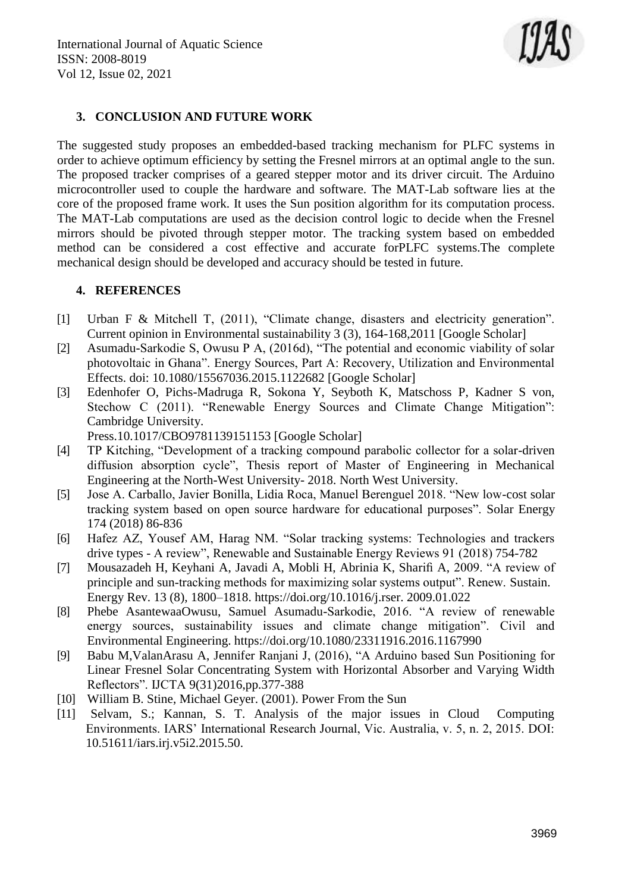## 3. CONCLUSION AND FUTURE WORK

The suggested study proposes an embedded-based tracking mechanism for PLFC systems in order to achieve optimum efficiency by setting the Fresnel mirrors at an optimal angle to the sun. The proposed tracker comprises of a geared stepper motor and its driver circuit. The Arduino microcontroller used to couple the hardware and software. The MAT-Lab software lies at the core of the proposed frame work. It uses the Sun position algorithm for its computation process. The MAT-Lab computations are used as the decision control logic to decide when the Fresnel mirrors should be pivoted through stepper motor. The tracking system based on embedded method can be considered a cost effective and accurate forPLFC systems.The complete mechanical design should be developed and accuracy should be tested in future.

## 4. REFERENCES

[1] Urban F & Mitchell T, (2011), "Climate change, disasters and electricity generation". Current opinion in Environmental sustainability 3 (3), 164-168,2011 [Google Scholar]

[2] Asumadu-Sarkodie S, Owusu P A, (2016d), "The potential and economic viability of solar photovoltaic in Ghana". Energy Sources, Part A: Recovery, Utilization and Environmental Effects. doi: 10.1080/15567036.2015.1122682 [Google Scholar]

[3] Edenhofer O, Pichs-Madruga R, Sokona Y, Seyboth K, Matschoss P, Kadner S von, Stechow C (2011). "Renewable Energy Sources and Climate Change Mitigation": Cambridge University. Press.10.1017/CBO9781139151153 [Google Scholar]

[4] TP Kitching, "Development of a tracking compound parabolic collector for a solar-driven diffusion absorption cycle", Thesis report of Master of Engineering in Mechanical Engineering at the North-West University- 2018. North West University.

[5] Jose A. Carballo, Javier Bonilla, Lidia Roca, Manuel Berenguel 2018. "New low-cost solar tracking system based on open source hardware for educational purposes". Solar Energy 174 (2018) 86-836

[6] Hafez AZ, Yousef AM, Harag NM. "Solar tracking systems: Technologies and trackers drive types - A review", Renewable and Sustainable Energy Reviews 91 (2018) 754-782

[7] Mousazadeh H, Keyhani A, Javadi A, Mobli H, Abrinia K, Sharifi A, 2009. "A review of principle and sun-tracking methods for maximizing solar systems output". Renew. Sustain. Energy Rev. 13 (8), 1800–1818. https://doi.org/10.1016/j.rser. 2009.01.022

[8] Phebe AsantewaaOwusu, Samuel Asumadu-Sarkodie, 2016. "A review of renewable energy sources, sustainability issues and climate change mitigation". Civil and Environmental Engineering. https://doi.org/10.1080/23311916.2016.1167990

[9] Babu M,ValanArasu A, Jennifer Ranjani J, (2016), "A Arduino based Sun Positioning for Linear Fresnel Solar Concentrating System with Horizontal Absorber and Varying Width Reflectors". IJCTA 9(31)2016,pp.377-388

[10] William B. Stine, Michael Geyer. (2001). Power From the Sun

[11] Selvam, S.; Kannan, S. T. Analysis of the major issues in Cloud Computing Environments. IARS' International Research Journal, Vic. Australia, v. 5, n. 2, 2015. DOI: 10.51611/iars.irj.v5i2.2015.50.